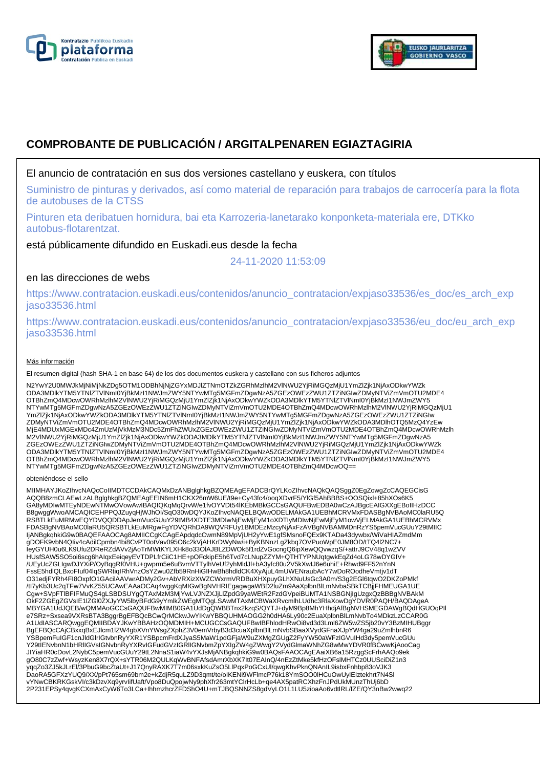# COMPROBANTE DE PUBLICACIÓN / ARGITALPENAREN EGIAZTAGIRIA

El anuncio de contratación en sus dos versiones castellano y euskera, con títulos

Suministro de pinturas y derivados, así como material de reparación para trabajos de carrocería para la flota de autobuses de la CTSS

Pinturen eta deribatuen hornidura, bai eta Karrozeria-lanetarako konponketa-materiala ere, DTKko autobus-flotarentzat.

está públicamente difundido en Euskadi.eus desde la fecha

24-11-2020 11:53:09

en las direcciones de webs

https://www.contratacion.euskadi.eus/contenidos/anuncio_contratacion/expjaso33536/es_doc/es_arch_expjaso33536.html

https://www.contratacion.euskadi.eus/contenidos/anuncio_contratacion/expjaso33536/eu_doc/eu_arch_expjaso33536.html

Más información

El resumen digital (hash SHA-1 en base 64) de los dos documentos euskera y castellano con sus ficheros adjuntos

N2YwY2U0MWJkMjNiMjNkZDg5OTM1ODBhNjNjZGYxMDJlZTNmOTZkZGRhMzlhM2VlNWU2YjRiMGQzMjU1YmZlZjk1NjAxODkwYWZkODA3MDlkYTM5YTNlZTVlNmI0YjBkMzI1NWJmZWY5NTYwMTg5MGFmZDgwNzA5ZGEzOWEzZWU1ZTZiNGIwZDMyNTViZmVmOTU2MDE4OTBhZmQ4MDcwOWRhMzlhM2VlNWU2YjRiMGQzMjU1YmZlZjk1NjAxODkwYWZkODA3MDlkYTM5YTNlZTVlNmI0YjBkMzI1NWJmZWY5NTYwMTg5MGFmZDgwNzA5ZGEzOWEzZWU1ZTZiNGIwZDMyNTViZmVmOTU2MDE4OTBhZmQ4MDcwOWRhMzlhM2VlNWU2YjRiMGQzMjU1YmZlZjk1NjAxODkwYWZkODA3MDlkYTM5YTNlZTVlNmI0YjBkMzI1NWJmZWY5NTYwMTg5MGFmZDgwNzA5ZGEzOWEzZWU1ZTZiNGIwZDMyNTViZmVmOTU2MDE4OTBhZmQ4MDcwOWRhMzlhM2VlNWU2YjRiMGQzMjU1YmZlZjk1NjAxODkwYWZkODA3MDlhOTQ5MzQ4YzEwMjE4MDUxMGExMDc4ZmUzMjVkMzM3NDc5ZmFhZWUxZGEzOWEzZWU1ZTZiNGIwZDMyNTViZmVmOTU2MDE4OTBhZmQ4MDcwOWRhMzlhM2VlNWU2YjRiMGQzMjU1YmZlZjk1NjAxODkwYWZkODA3MDlkYTM5YTNlZTVlNmI0YjBkMzI1NWJmZWY5NTYwMTg5MGFmZDgwNzA5ZGEzOWEzZWU1ZTZiNGIwZDMyNTViZmVmOTU2MDE4OTBhZmQ4MDcwOWRhMzlhM2VlNWU2YjRiMGQzMjU1YmZlZjk1NjAxODkwYWZkODA3MDlkYTM5YTNlZTVlNmI0YjBkMzI1NWJmZWY5NTYwMTg5MGFmZDgwNzA5ZGEzOWEzZWU1ZTZiNGIwZDMyNTViZmVmOTU2MDE4OTBhZmQ4MDcwOWRhMzlhM2VlNWU2YjRiMGQzMjU1YmZlZjk1NjAxODkwYWZkODA3MDlkYTM5YTNlZTVlNmI0YjBkMzI1NWJmZWY5NTYwMTg5MGFmZDgwNzA5ZGEzOWEzZWU1ZTZiNGIwZDMyNTViZmVmOTU2MDE4OTBhZmQ4MDcwOQ==

obteniéndose el sello

MIIMHAYJKoZIhvcNAQcCoIIMDTCCDAkCAQMxDzANBglghkgBZQMEAgEFADCBrQYLKoZIhvcNAQkQAQSggZ0EgZowgZcCAQEGCisGAQQB8zmCLAEwLzALBglghkgBZQMEAgEEIN6mH1CKX26mW6UE/t9e+Cy43fc4/ooqXDvrF5/YlGf5AhBBBS+OOSQixl+85hXOs6K5GA8yMDIwMTEyNDEwNTMwOVowAwIBAQIQKqMqQrvW/e1fvOYVDt54lKEbMBkGCCsGAQUFBwEDBA0wCzAJBgcEAIGXXgEBoIIHzDCCB8gwggWwoAMCAQICEHPPQJZuyqHjWJhOI/SqO30wDQYJKoZIhvcNAQELBQAwODELMAkGA1UEBhMCRVMxFDASBgNVBAoMC0laRU5QRSBTLkEuMRMwEQYDVQQDDApJemVucGUuY29tMB4XDTE3MDIwNjEwMjEyM1oXDTIyMDIwNjEwMjEyM1owVjELMAkGA1UEBhMCRVMxFDASBgNVBAoMC0laRU5QRSBTLkEuMRgwFgYDVQRhDA9WQVRFUy1BMDEzMzcyNjAxFzAVBgNVBAMMDnRzYS5pemVucGUuY29tMIICIjANBgkqhkiG9w0BAQEFAAOCAg8AMIICCgKCAgEApdqdcCwmN89MpVjUH2yYwE1gfSMsnoFQEx9KTADa43dywbx/WiVaHIAZmdMmgDOFK9vbN4Qiiv4cAdilCpmbn4bi8CvPT0otVav095O6c2kVjAHKrDWyNw/i+ByKBNnzLgZkbq7OVPuoWpE0JM8OD/tTQ4l2NC7+IeyGYUH0u6LK9Ufu2DReRZdAVv2jAoTrMWtKYLXHk8o33OlAJBLZDWOk5f1rdZvGocngQ6ipXewQQvwzqS/+attrJ9CV48q1wZVVHUsfSAW5SO5oi6scg6hAlqxEeiqeyEVTDPLfrCiiC1HE+pOFckipE5h6Tvd7cLNupZZYM+QTHTYPNUqtgwkEqZd4oLG78wDYGIV+/UEyUcZGLIgwDJYXiP/OyBqgRf0VHU+gwprm5e6uBvmVTTylhVeUf2yhMldJl+bA3yfc80u2V5kXwIJ6e6uhiE+Rhwd9FF52nYnNFssE5hdlQLBxoFIuf04lqSWRtiqlRhVnzOsYZwu0Zfb59RnHiGlHwBh8hdldCK4XyAjuL4mUWENraubAcY7wDoROodheVmtjv1dTO31edjFYRh4FI8OxpfO1GAcilAAVwrADMy2Gv+AbVRXizXWZCWxrmVRDBuXHXpuyGLhXNuUsGc3A0m/S3g2EGl6tqwO2DKZoPMkf/tI7yKb3Uc2qTFw7VvKZ55UCAwEAAaOCAq4wggKqMIGwBgNVHRIEgagwgaWBD2luZm9AaXplbnBlLmNvbaSBkTCBjjFHMEUGA1UECgw+SVpFTlBFIFMuQS4gLSBDSUYgQTAxMzM3MjYwLVJNZXJjLlZpdG9yaWEtR2FzdGVpeiBUMTA1NSBGNjIgUzgxQzBBBgNVBAkMOkF2ZGEgZGVsIE1lZGl0ZXJyYW5lbyBFdG9yYmlkZWEgMTQgLSAwMTAxMCBWaXRvcmlhLUdhc3RlaXowDgYDVR0PAQH/BAQDAgeAMBYGA1UdJQEB/wQMMAoGCCsGAQUFBwMIMB0GA1UdDgQWBBTnx2kzqS/QYTJ+dyM9Bp8MhYHhdjAfBgNVHSMEGDAWgBQdHGUOqPlIe7SRz+Sxsea9VXRsBTA3BggrBgEFBQcBCwQrMCkwJwYIKwYBBQUHMAOGG2h0dHA6Ly90c2EuaXplbnBlLmNvbTo4MDkzLzCCAR0GA1UdIASCARQwggEQMIIBDAYJKwYBBAHzOQMDMIH+MCUGCCsGAQUFBwIBFhlodHRwOi8vd3d3Lml6ZW5wZS5jb20vY3BzMIHUBggrBgEFBQcCAjCBxxqBxEJlcm1lZW4gbXVnYWsgZXphZ3V0emVrbyB3d3cuaXplbnBlLmNvbSBaaXVydGFnaXJpYW4gaW29uZmlhbnR6YSBpemFuIGF1cnJldGlrIGtvbnRyYXR1YSBpcmFrdXJyaS5MaW1pdGFjaW9uZXMgZGUgZ2FyYW50aWFzIGVuIHd3dy5pemVucGUuY29tIENvbnN1bHRlIGVsIGNvbnRyYXRvIGFudGVzIGRlIGNvbmZpYXIgZW4gZWwgY2VydGlmaWNhZG8wMwYDVR0fBCwwKjAooCagJIYiaHR0cDovL2NybC5pemVucGUuY29tL2NnaS1iaW4vYXJsMjANBgkqhkiG9w0BAQsFAAOCAgEAaiXB6a15RzggScFrhAAQo9ekgO80C7zZwf+WsyzKen8X7rQX+sYTR06M2QULKqWvBNFAfsdAmrXbXK7lt07EAInQ/4nEzZtMke5kfHzOFslMHTCz0UUSciDiZ1n3yqqZo3ZJ5kJLrEl/3PbuG9bcZtaUt+J17QnyRAXK7T7m06sxkKuZsO5LlPqxPoGCxUl/qwgKhvPknQNAnlL9isbxFnhbp83oVJK3DaoRA5GFXzYUQ9/XX/pPt765sm69bm2e+kZdjR5quLZ9D3qmt/te/oIKENi9WFlmcP76k18YmSOO0lHCuOwUylElztekhrt7N4SlvYNwCBKRKGskVl/c3kDzvXq9yrvlifUaft/Vpo8DuQpojwNy9phXfr263mtYClrHcLb+qe4AX5patRCXhzFnJPdUkMUnzThUj6bD2P231EPSy4qvgKCXmAxCyW6To3LCa+lhhmzhcrZFDShO4U+mTJBQSNNZS8gdVyLO1L1LU5zioaAo6vdtlRL/fZE/QY3nBw2wwq22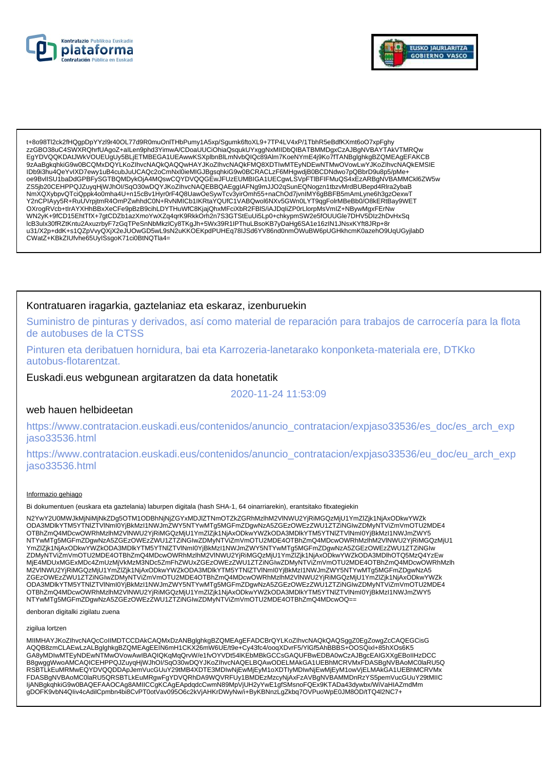t+8o98Tl2ck2fHQgpDpYYzl9r40OL77d9R0muOnlTHbPumy1A5xp/Sgumk6ftoXL9+7TP4LV4xP/1TbhR5eBdfKXmt6oO7xpFghy
zzGBO38uC4SWXRQhrfUAgoZ+aILen9phd3YimwA/CDoaUUCiOhiaQsqukUYxggNxMIIDbQIBATBMMDgxCzAJBgNVBAYTAkVTMRQw
EgYDVQQKDAtJWkVOUEUgUy5BLjETMBEGA1UEAwwKSXplbnBlLmNvbQIQc89Alm7KoeNYmE4j9Ko7fTANBglghkgBZQMEAgEFAKCB
9zAaBgkqhkiG9w0BCQMxDQYLKoZIhvcNAQkQAQQwHAYJKoZIhvcNAQkFMQ8XDTIwMTEyNDEwNTMwOVowLwYJKoZIhvcNAQkEMSIE
IDb9i3hu4QeYvIXD7ewy1uB4cubJuUCAQc2oCmNxl0ieMIGJBgsqhkiG9w0BCRACLzF6MHgwdjB0BCDNdwo7pQBbrD9u8p5/pMe+
oe9BvlISU1baDdGPBFySGTBQMDykOjA4MQswCQYDVQQGEwJFUzEUMBIGA1UECgwLSVpFTlBFIFMuQS4xEzARBgNVBAMMCkl6ZW5w
ZS5jb20CEHPPQJZuyqHjWJhOI/SqO30wDQYJKoZIhvcNAQEBBQAEggIAFNg9mJJO2qSunEQNogzn1tbzvMrdBUBepd4Rlra2ybaB
NmXQXybpvQTciQppk4o0mha4U+n15cBv1Hyr0rF4Q8UawOeSywTcv3yirOmh55+naChOd7jvnIMY6gBBFB5mAmLyne6h3gzOexwT
Y2nCPIAyy5R+RuUVrpjtmR4OmPZwhhdC0N+RvNMICb1IKRtaYQUfC1VABQwol6NXv5GWn0LYT9qgFolrMBeBb0/O8kERtBay9WET
OXrogRVcb+tIrAYXHhBBxXeCFe9pBzB9cihLDYTHuWfC8KjajQhxMFciXbR2FBlS/iAJDqIiZP0rLlorpMsVmIZ+NBywMgxFErNw
WN2yK+9fCD15EhtTfX+7gtCDZb1azXmoYwXZq4qrK9RkkOrh2n7S3GTStEuUi5Lp0+chkypmSW2e5fOUUGle7DHV5Dlz2hDvHxSq
lcB3ulx30fRZtKntu2AxuzrbyF7zGqTPeSnNbMkzlCy8TKgJh+5Wx39R1IPThuLBsoKB7yDaHg6SA1e16zIN1JNsxKYft8JRp+8r
u31/X2p+ddK+s1QZpVvyQXjX2eJUOwGD5wL9sN2uKKOEKpdPUHEq78lJSd6YV86nd0nmOWuBW6pUGHkhcmK0azehO9UqUGyjlabD
CWatZ+KBkZIUfvhe65UyISsgoK71ci0BtNQTla4=

Kontratuaren iragarkia, gaztelaniaz eta eskaraz, izenburuekin

Suministro de pinturas y derivados, así como material de reparación para trabajos de carrocería para la flota de autobuses de la CTSS

Pinturen eta deribatuen hornidura, bai eta Karrozeria-lanetarako konponketa-materiala ere, DTKko autobus-flotarentzat.

Euskadi.eus webgunean argitaratzen da data honetatik

2020-11-24 11:53:09

web hauen helbideetan

https://www.contratacion.euskadi.eus/contenidos/anuncio_contratacion/expjaso33536/es_doc/es_arch_expjaso33536.html

https://www.contratacion.euskadi.eus/contenidos/anuncio_contratacion/expjaso33536/eu_doc/eu_arch_expjaso33536.html

Informazio gehiago

Bi dokumentuen (euskara eta gaztelania) laburpen digitala (hash SHA-1, 64 oinarriarekin), erantsitako fitxategiekin

N2YwY2U0MWJkMjNiMjNkZDg5OTM1ODBhNjNjZGYxMDJlZTNmOTZkZGRhMzlhM2VlNWU2YjRiMGQzMjU1YmZlZjk1NjAxODkwYWZk
ODA3MDlkYTM5YTNlZTVlNmI0YjBkMzI1NWJmZWY5NTYwMTg5MGFmZDgwNzA5ZGEzOWEzZWU1ZTZiNGIwZDMyNTViZmVmOTU2MDE4
OTBhZmQ4MDcwOWRhMzlhM2VlNWU2YjRiMGQzMjU1YmZlZjk1NjAxODkwYWZkODA3MDlkYTM5YTNlZTVlNmI0YjBkMzI1NWJmZWY5
NTYwMTg5MGFmZDgwNzA5ZGEzOWEzZWU1ZTZiNGIwZDMyNTViZmVmOTU2MDE4OTBhZmQ4MDcwOWRhMzlhM2VlNWU2YjRiMGQzMjU1
YmZlZjk1NjAxODkwYWZkODA3MDlkYTM5YTNlZTVlNmI0YjBkMzI1NWJmZWY5NTYwMTg5MGFmZDgwNzA5ZGEzOWEzZWU1ZTZiNGIw
ZDMyNTViZmVmOTU2MDE4OTBhZmQ4MDcwOWRhMzlhM2VlNWU2YjRiMGQzMjU1YmZlZjk1NjAxODkwYWZkODA3MDlhOTQ5MzQ4YzEw
MjE4MDUxMGExMDc4ZmUzMjVkMzM3NDc5ZmFhZWUxZGEzOWEzZWU1ZTZiNGIwZDMyNTViZmVmOTU2MDE4OTBhZmQ4MDcwOWRhMzlh
M2VlNWU2YjRiMGQzMjU1YmZlZjk1NjAxODkwYWZkODA3MDlkYTM5YTNlZTVlNmI0YjBkMzI1NWJmZWY5NTYwMTg5MGFmZDgwNzA5
ZGEzOWEzZWU1ZTZiNGIwZDMyNTViZmVmOTU2MDE4OTBhZmQ4MDcwOWRhMzlhM2VlNWU2YjRiMGQzMjU1YmZlZjk1NjAxODkwYWZk
ODA3MDlkYTM5YTNlZTVlNmI0YjBkMzI1NWJmZWY5NTYwMTg5MGFmZDgwNzA5ZGEzOWEzZWU1ZTZiNGIwZDMyNTViZmVmOTU2MDE4
OTBhZmQ4MDcwOWRhMzlhM2VlNWU2YjRiMGQzMjU1YmZlZjk1NjAxODkwYWZkODA3MDlkYTM5YTNlZTVlNmI0YjBkMzI1NWJmZWY5
NTYwMTg5MGFmZDgwNzA5ZGEzOWEzZWU1ZTZiNGIwZDMyNTViZmVmOTU2MDE4OTBhZmQ4MDcwOQ==

denboran digitalki zigilatu zuena

zigilua lortzen

MIIMHAYJKoZIhvcNAQcCoIIMDTCCDAkCAQMxDzANBglghkgBZQMEAgEFADCBrQYLKoZIhvcNAQkQAQSggZ0EgZowgZcCAQEGCisG
AQQB8zmCLAEwLzALBglghkgBZQMEAgEEIN6mH1CKX26mW6UE/t9e+Cy43fc4/ooqXDvrF5/YlGf5AhBBBS+OOSQixl+85hXOs6K5
GA8yMDIwMTEyNDEwNTMwOVowAwIBAQIQKqMqQrvW/e1fvOYVDt54IKEbMBkGCCsGAQUFBwEDBA0wCzAJBgcEAIGXXgEBoIIHzDCC
B8gwggWwoAMCAQICEHPPQJZuyqHjWJhOI/SqO30wDQYJKoZIhvcNAQELBQAwODELMAkGA1UEBhMCRVMxFDASBgNVBAoMC0laRU5Q
RSBTLkEuMRMwEQYDVQQDDApJemVucGUuY29tMB4XDTE3MDIwNjEwMjEyM1oXDTIyMDIwNjEwMjEyM1owVjELMAkGA1UEBhMCRVMx
FDASBgNVBAoMC0laRU5QRSBTLkEuMRgwFgYDVQRhDA9WQVRFUy1BMDEzMzcyNjAxFzAVBgNVBAMMDnRzYS5pemVucGUuY29tMIIC
IjANBgkqhkiG9w0BAQEFAAOCAg8AMIICCgKCAgEApdqdcCwmN89MpVjUH2yYwE1gfSMsnoFQEx9KTADa43dywbx/WiVaHIAZmdMm
gDOFK9vbN4QIiv4cAdilCpmbn4bi8CvPT0otVav095O6c2kVjAHKrDWyNw/i+ByKBNnzLgZkbq7OVPuoWpE0JM8OD/tTQ4l2NC7+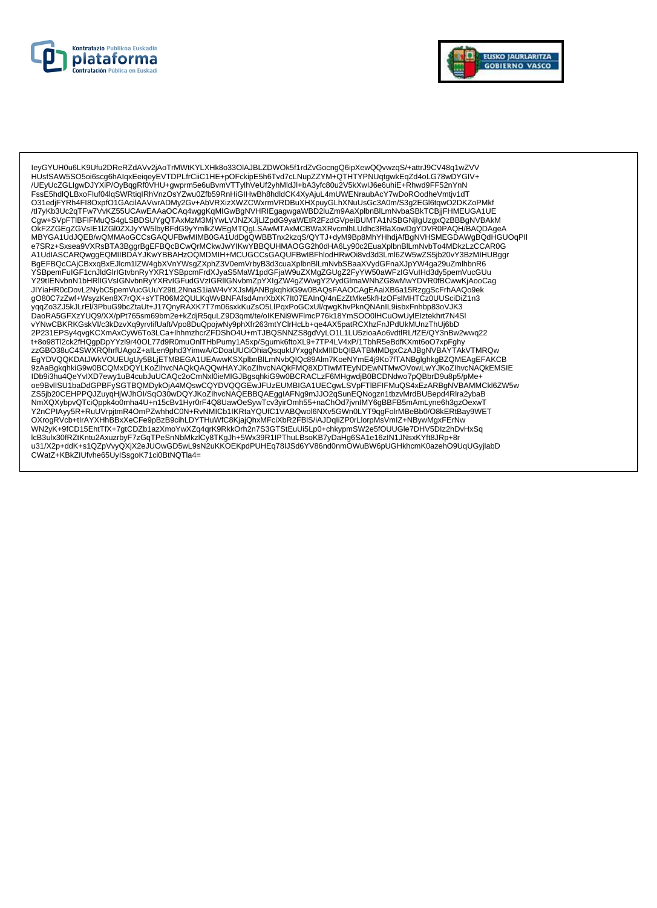IeyGYUH0u6LK9Ufu2DReRZdAVv2jAoTrMWtKYLXHk8o33OlAJBLZDWOk5f1rdZvGocngQ6ipXewQQvwzqS/+attrJ9CV48q1wZVV
HUsfSAW5SO5oi6scg6hAIqxEeiqeyEVTDPLfrCiiC1HE+pOFckipE5h6Tvd7cLNupZZYM+QTHTYPNUqtgwkEqZd4oLG78wDYGlV+
/UEyUcZGLlgwDJYXiP/OyBqgRf0VHU+gwprm5e6uBvmVTTylhVeUf2yhMldJl+bA3yfc80u2V5kXwlJ6e6uhiE+Rhwd9FF52nYnN
FssE5hdlQLBxoFIuf04lqSWRtiqIRhVnzOsYZwu0Zfb59RnHiGIHwBh8hdldCK4XyAjuL4mUWENraubAcY7wDoROodheVmtjv1dT
O31edjFYRh4FI8OxpfO1GAcilAAVwrADMy2Gv+AbVRXizXWZCWxrmVRDBuXHXpuyGLhXNuUsGc3A0m/S3g2EGl6tqwO2DKZoPMkf
/tI7yKb3Uc2qTFw7VvKZ55UCAwEAAaOCAq4wggKqMIGwBgNVHRIEgagwgaWBD2luZm9AaXplbnBlLmNvbaSBkTCBjjFHMEUGA1UE
Cgw+SVpFTlBFIFMuQS4gLSBDSUYgQTAxMzM3MjYwLVJNZXJjLlZpdG9yaWEtR2FzdGVpeiBUMTA1NSBGNjIgUzgxQzBBBgNVBAkM
OkF2ZGEgZGVsIE1lZGl0ZXJyYW5lbyBFdG9yYmlkZWEgMTQgLSAwMTAxMCBWaXRvcmlhLUdhc3RlaXowDgYDVR0PAQH/BAQDAgeA
MBYGA1UdJQEB/wQMMAoGCCsGAQUFBwMIMB0GA1UdDgQWBBTnx2kzqS/QYTJ+dyM9Bp8MhYHhdjAfBgNVHSMEGDAWgBQdHGUOqPIl
e7SRz+Sxsea9VXRsBTA3BggrBgEFBQcBCwQrMCkwJwYIKwYBBQUHMAOGG2h0dHA6Ly90c2EuaXplbnBlLmNvbTo4MDkzLzCCAR0G
A1UdIASCARQwggEQMIIBDAYJKwYBBAHzOQMDMIH+MCUGCCsGAQUFBwIBFhlodHRwOi8vd3d3Lml6ZW5wZS5jb20vY3BzMIHUBggr
BgEFBQcCAjCBxxqBxEJlcm1lZW4gbXVnYWsgZXphZ3V0emVrbyB3d3cuaXplbnBlLmNvbSBaaXVydGFnaXJpYW4ga29uZmlhbnR6
YSBpemFuIGF1cnJldGlrIGtvbnRyYXR1YSBpcmFrdXJyaS5MaW1pdGFjaW9uZXMgZGUgZ2FyYW50aWFzIGVuIHd3dy5pemVucGUu
Y29tIENvbnN1bHRlIGVsIGNvbnRyYXRvIGFudGVzIGRlIGNvbmZpYXIgZW4gZWwgY2VydGlmaWNhZG8wMwYDVR0fBCwwKjAoCag
JIYiaHR0cDovL2NybC5pemVucGUuY29tL2NnaS1iaW4vYXJsMjANBgkqhkiG9w0BAQsFAAOCAgEAaiXB6a15RzggScFrhAAQo9ek
gO80C7zZwf+WsyzKen8X7rQX+sYTR06M2QULKqWvBNFAfsdAmrXbXK7lt07EAInQ/4nEzZtMke5kfHzOFslMHTCz0UUSciDiZ1n3
yqqZo3ZJ5kJLrEl/3PbuG9bcZtaUt+J17QnyRAXK7T7m06sxkKuZsO5LlPqxPoGCxUl/qwgKhvPknQNAnIL9isbxFnhbp83oVJK3
DaoRA5GFXzYUQ9/XX/pPt765sm69bm2e+kZdjR5quLZ9D3qmt/te/oIKENi9WFlmcP76k18YmSOO0lHCuOwUylEIztekhrt7N4Sl
vYNwCBKRKGskVl/c3kDzvXq9yrvlifUaft/Vpo8DuQpojwNy9phXfr263mtYClrHcLb+qe4AX5patRCXhzFnJPdUkMUnzThUj6bD
2P231EPSy4qvgKCXmAxCyW6To3LCa+IhhmzhcrZFDShO4U+mTJBQSNNZS8gdVyLO1L1LU5zioaAo6vdtlRL/fZE/QY3nBw2wwq22
t+8o98Tl2ck2fHQgpDpYYzl9r40OL77d9R0muOnlTHbPumy1A5xp/Sgumk6ftoXL9+7TP4LV4xP/1TbhR5eBdfKXmt6oO7xpFghy
zzGBO38uC4SWXRQhrfUAgoZ+aILen9phd3YimwA/CDoaUUCiOhiaQsqukUYxggNxMIIDbQIBATBMMDgxCzAJBgNVBAYTAkVTMRQw
EgYDVQQKDAtJWkVOUEUgUy5BLjETMBEGA1UEAwwKSXplbnBlLmNvbQIQc89Alm7KoeNYmE4j9Ko7fTANBglghkgBZQMEAgEFAKCB
9zAaBgkqhkiG9w0BCQMxDQYLKoZIhvcNAQkQAQQwHAYJKoZIhvcNAQkFMQ8XDTIwMTEyNDEwNTMwOVowLwYJKoZIhvcNAQkEMSIE
IDb9i3hu4QeYvlXD7ewy1uB4cubJuUCAQc2oCmNxl0ieMIGJBgsqhkiG9w0BCRACLzF6MHgwdjB0BCDNdwo7pQBbrD9u8p5/pMe+
oe9BvlISU1baDdGPBFySGTBQMDykOjA4MQswCQYDVQQGEwJFUzEUMBIGA1UECgwLSVpFTlBFIFMuQS4xEzARBgNVBAMMCkl6ZW5w
ZS5jb20CEHPPQJZuyqHjWJhOI/SqO30wDQYJKoZIhvcNAQEBBQAEggIAFNg9mJJO2qSunEQNogzn1tbzvMrdBUBepd4Rlra2ybaB
NmXQXybpvQTciQppk4o0mha4U+n15cBv1Hyr0rF4Q8UawOeSywTcv3yirOmh55+naChOd7jvnIMY6gBBFB5mAmLyne6h3gzOexwT
Y2nCPIAyy5R+RuUVrpjtmR4OmPZwhhdC0N+RvNMICb1IKRtaYQUfC1VABQwol6NXv5GWn0LYT9qgFolrMBeBb0/O8kERtBay9WET
OXrogRVcb+tIrAYXHhBBxXeCFe9pBzB9cihLDYTHuWfC8KjajQhxMFciXbR2FBlS/iAJDqIiZP0rLlorpMsVmIZ+NBywMgxFErNw
WN2yK+9fCD15EhtTfX+7gtCDZb1azXmoYwXZq4qrK9RkkOrh2n7S3GTStEuUi5Lp0+chkypmSW2e5fOUUGle7DHV5DIz2hDvHxSq
lcB3ulx30fRZtKntu2AxuzrbyF7zGqTPeSnNbMkzlCy8TKgJh+5Wx39R1IPThuLBsoKB7yDaHg6SA1e16zIN1JNsxKYft8JRp+8r
u31/X2p+ddK+s1QZpVvyQXjX2eJUOwGD5wL9sN2uKKOEKpdPUHEq78lJSd6YV86nd0nmOWuBW6pUGHkhcmK0azehO9UqUGyjlabD
CWatZ+KBkZIUfvhe65UyISsgoK71ci0BtNQTla4=